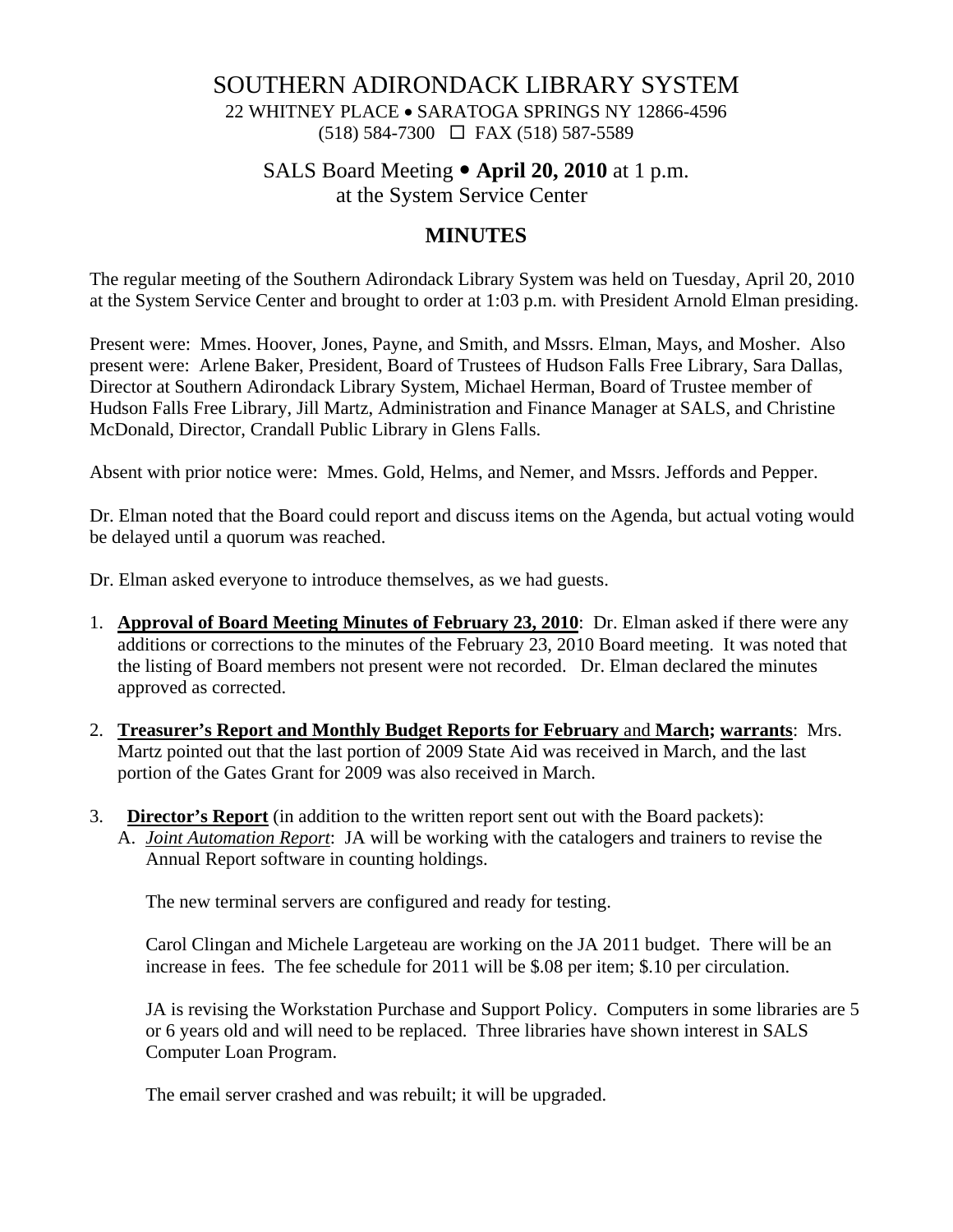# SOUTHERN ADIRONDACK LIBRARY SYSTEM

22 WHITNEY PLACE • SARATOGA SPRINGS NY 12866-4596
(518) 584-7300 ☐ FAX (518) 587-5589

SALS Board Meeting • **April 20, 2010** at 1 p.m.
at the System Service Center

## MINUTES

The regular meeting of the Southern Adirondack Library System was held on Tuesday, April 20, 2010 at the System Service Center and brought to order at 1:03 p.m. with President Arnold Elman presiding.

Present were: Mmes. Hoover, Jones, Payne, and Smith, and Mssrs. Elman, Mays, and Mosher. Also present were: Arlene Baker, President, Board of Trustees of Hudson Falls Free Library, Sara Dallas, Director at Southern Adirondack Library System, Michael Herman, Board of Trustee member of Hudson Falls Free Library, Jill Martz, Administration and Finance Manager at SALS, and Christine McDonald, Director, Crandall Public Library in Glens Falls.

Absent with prior notice were: Mmes. Gold, Helms, and Nemer, and Mssrs. Jeffords and Pepper.

Dr. Elman noted that the Board could report and discuss items on the Agenda, but actual voting would be delayed until a quorum was reached.

Dr. Elman asked everyone to introduce themselves, as we had guests.

1. **Approval of Board Meeting Minutes of February 23, 2010**: Dr. Elman asked if there were any additions or corrections to the minutes of the February 23, 2010 Board meeting. It was noted that the listing of Board members not present were not recorded. Dr. Elman declared the minutes approved as corrected.

2. **Treasurer's Report and Monthly Budget Reports for February** and **March; warrants**: Mrs. Martz pointed out that the last portion of 2009 State Aid was received in March, and the last portion of the Gates Grant for 2009 was also received in March.

3. **Director's Report** (in addition to the written report sent out with the Board packets):

   A. *Joint Automation Report*: JA will be working with the catalogers and trainers to revise the Annual Report software in counting holdings.

      The new terminal servers are configured and ready for testing.

      Carol Clingan and Michele Largeteau are working on the JA 2011 budget. There will be an increase in fees. The fee schedule for 2011 will be $.08 per item; $.10 per circulation.

      JA is revising the Workstation Purchase and Support Policy. Computers in some libraries are 5 or 6 years old and will need to be replaced. Three libraries have shown interest in SALS Computer Loan Program.

      The email server crashed and was rebuilt; it will be upgraded.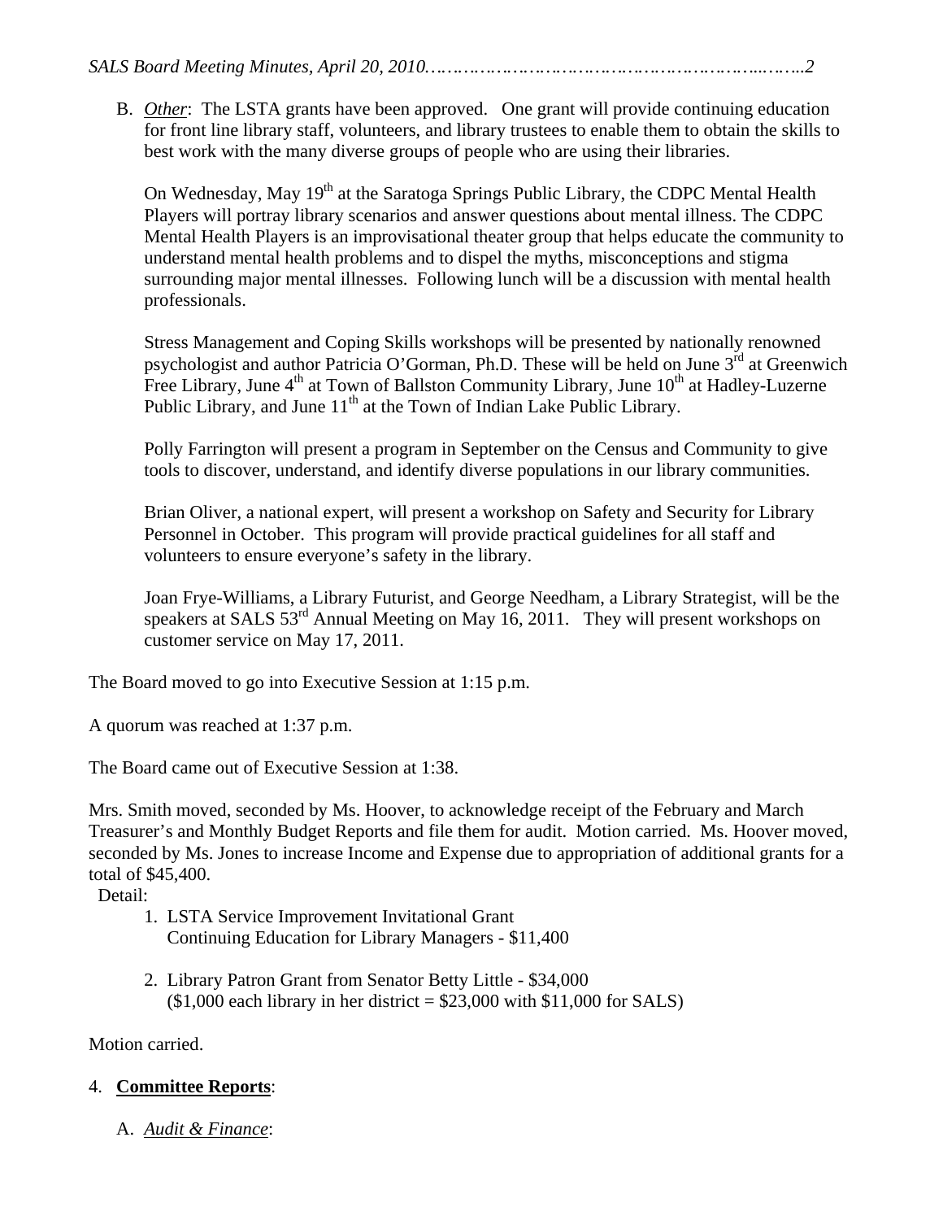B. *Other*: The LSTA grants have been approved. One grant will provide continuing education for front line library staff, volunteers, and library trustees to enable them to obtain the skills to best work with the many diverse groups of people who are using their libraries.

On Wednesday, May 19th at the Saratoga Springs Public Library, the CDPC Mental Health Players will portray library scenarios and answer questions about mental illness. The CDPC Mental Health Players is an improvisational theater group that helps educate the community to understand mental health problems and to dispel the myths, misconceptions and stigma surrounding major mental illnesses. Following lunch will be a discussion with mental health professionals.

Stress Management and Coping Skills workshops will be presented by nationally renowned psychologist and author Patricia O'Gorman, Ph.D. These will be held on June 3rd at Greenwich Free Library, June 4th at Town of Ballston Community Library, June 10th at Hadley-Luzerne Public Library, and June 11th at the Town of Indian Lake Public Library.

Polly Farrington will present a program in September on the Census and Community to give tools to discover, understand, and identify diverse populations in our library communities.

Brian Oliver, a national expert, will present a workshop on Safety and Security for Library Personnel in October. This program will provide practical guidelines for all staff and volunteers to ensure everyone's safety in the library.

Joan Frye-Williams, a Library Futurist, and George Needham, a Library Strategist, will be the speakers at SALS 53rd Annual Meeting on May 16, 2011. They will present workshops on customer service on May 17, 2011.

The Board moved to go into Executive Session at 1:15 p.m.

A quorum was reached at 1:37 p.m.

The Board came out of Executive Session at 1:38.

Mrs. Smith moved, seconded by Ms. Hoover, to acknowledge receipt of the February and March Treasurer's and Monthly Budget Reports and file them for audit. Motion carried. Ms. Hoover moved, seconded by Ms. Jones to increase Income and Expense due to appropriation of additional grants for a total of $45,400.

Detail:

1. LSTA Service Improvement Invitational Grant
   Continuing Education for Library Managers - $11,400

2. Library Patron Grant from Senator Betty Little - $34,000
   ($1,000 each library in her district = $23,000 with $11,000 for SALS)

Motion carried.

4. **Committee Reports**:

   A. *Audit & Finance*: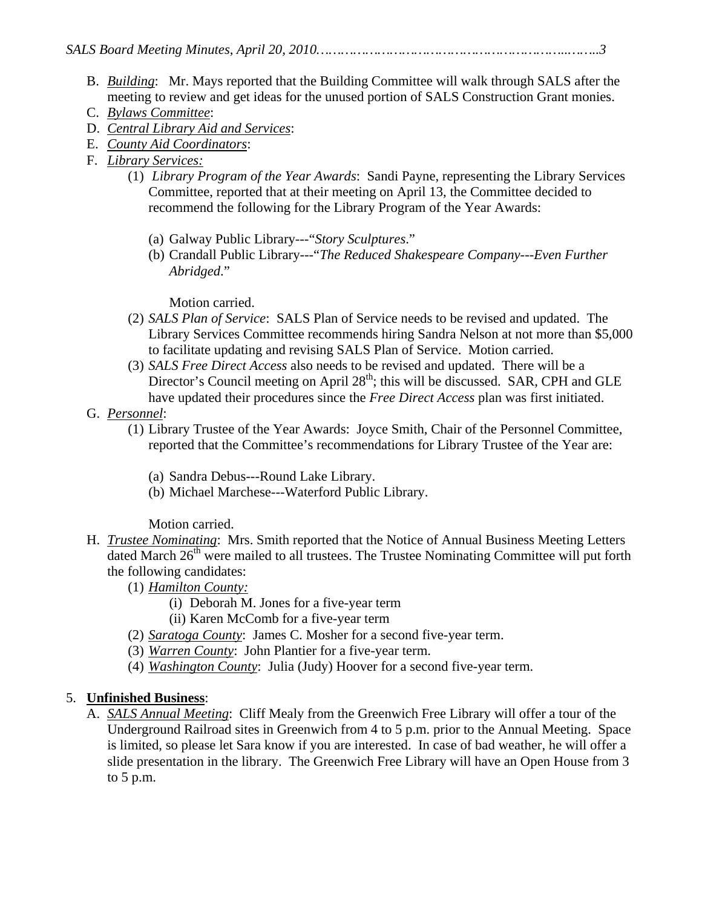B. ***Building***: Mr. Mays reported that the Building Committee will walk through SALS after the meeting to review and get ideas for the unused portion of SALS Construction Grant monies.

C. ***Bylaws Committee***:

D. ***Central Library Aid and Services***:

E. ***County Aid Coordinators***:

F. ***Library Services:***

   (1) *Library Program of the Year Awards*: Sandi Payne, representing the Library Services Committee, reported that at their meeting on April 13, the Committee decided to recommend the following for the Library Program of the Year Awards:

      (a) Galway Public Library---"*Story Sculptures*."
      (b) Crandall Public Library---"*The Reduced Shakespeare Company---Even Further Abridged*."

      Motion carried.

   (2) *SALS Plan of Service*: SALS Plan of Service needs to be revised and updated. The Library Services Committee recommends hiring Sandra Nelson at not more than $5,000 to facilitate updating and revising SALS Plan of Service. Motion carried.

   (3) *SALS Free Direct Access* also needs to be revised and updated. There will be a Director's Council meeting on April 28th; this will be discussed. SAR, CPH and GLE have updated their procedures since the *Free Direct Access* plan was first initiated.

G. ***Personnel***:

   (1) Library Trustee of the Year Awards: Joyce Smith, Chair of the Personnel Committee, reported that the Committee's recommendations for Library Trustee of the Year are:

      (a) Sandra Debus---Round Lake Library.
      (b) Michael Marchese---Waterford Public Library.

      Motion carried.

H. ***Trustee Nominating***: Mrs. Smith reported that the Notice of Annual Business Meeting Letters dated March 26th were mailed to all trustees. The Trustee Nominating Committee will put forth the following candidates:

   (1) ***Hamilton County:***
      (i) Deborah M. Jones for a five-year term
      (ii) Karen McComb for a five-year term
   (2) ***Saratoga County***: James C. Mosher for a second five-year term.
   (3) ***Warren County***: John Plantier for a five-year term.
   (4) ***Washington County***: Julia (Judy) Hoover for a second five-year term.

5. **Unfinished Business**:

   A. ***SALS Annual Meeting***: Cliff Mealy from the Greenwich Free Library will offer a tour of the Underground Railroad sites in Greenwich from 4 to 5 p.m. prior to the Annual Meeting. Space is limited, so please let Sara know if you are interested. In case of bad weather, he will offer a slide presentation in the library. The Greenwich Free Library will have an Open House from 3 to 5 p.m.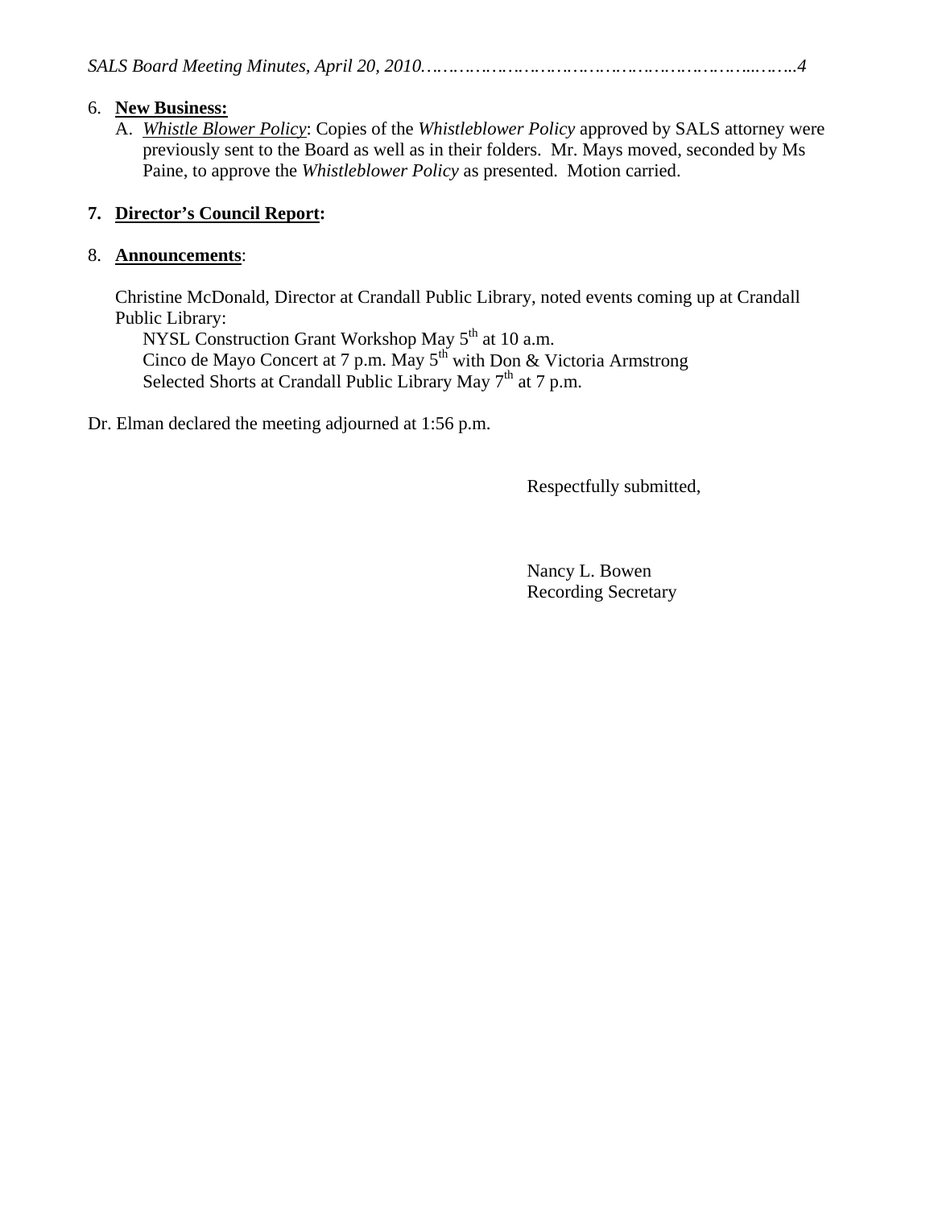6. **New Business:**

   A. *Whistle Blower Policy*: Copies of the *Whistleblower Policy* approved by SALS attorney were previously sent to the Board as well as in their folders. Mr. Mays moved, seconded by Ms Paine, to approve the *Whistleblower Policy* as presented. Motion carried.

7. **Director's Council Report:**

8. **Announcements**:

   Christine McDonald, Director at Crandall Public Library, noted events coming up at Crandall Public Library:

   NYSL Construction Grant Workshop May 5th at 10 a.m.
   Cinco de Mayo Concert at 7 p.m. May 5th with Don & Victoria Armstrong
   Selected Shorts at Crandall Public Library May 7th at 7 p.m.

Dr. Elman declared the meeting adjourned at 1:56 p.m.

Respectfully submitted,

Nancy L. Bowen
Recording Secretary